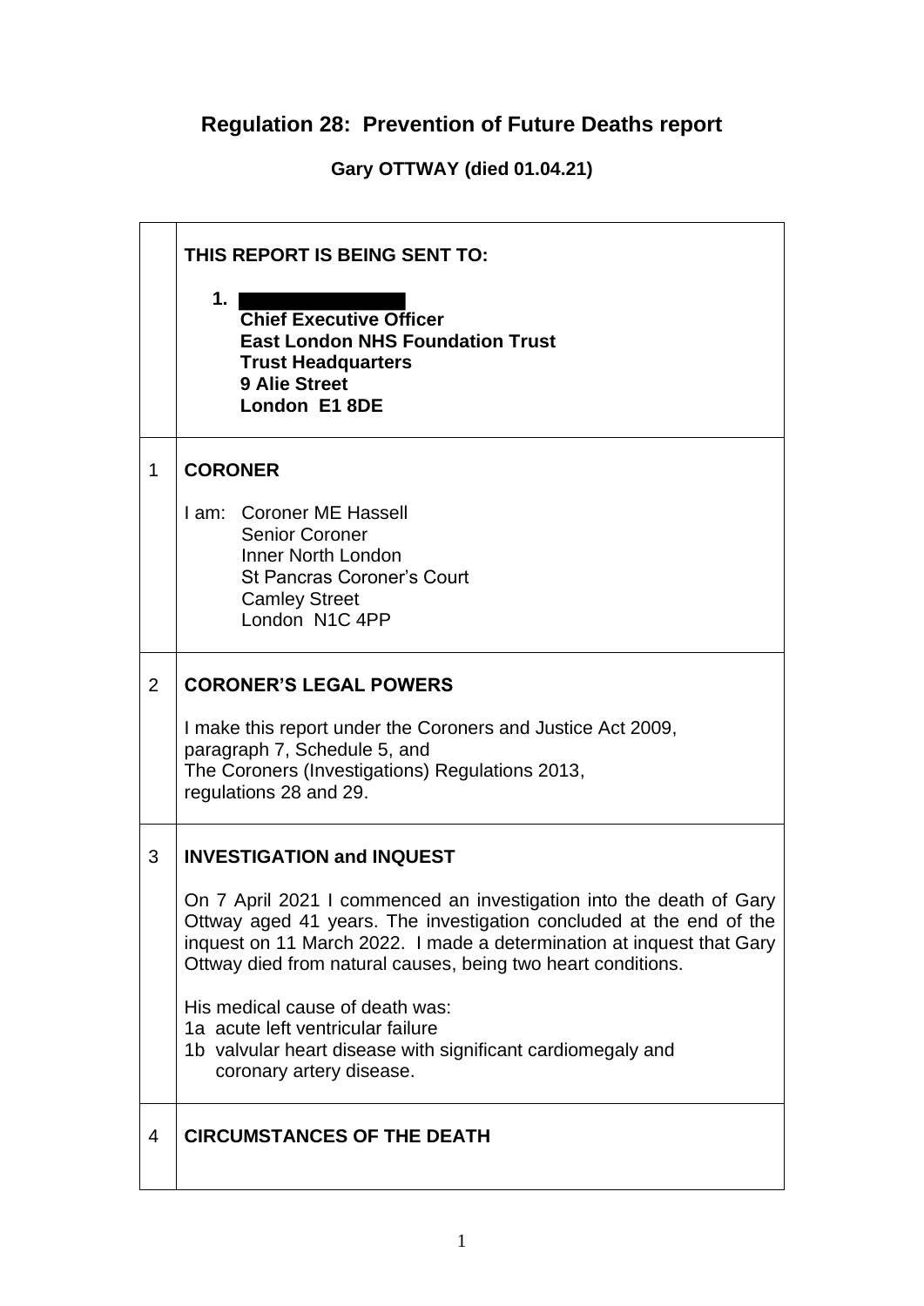# Regulation 28: Prevention of Future Deaths report

**Gary OTTWAY (died 01.04.21)**

| | |
|---|---|
| | **THIS REPORT IS BEING SENT TO:**<br><br>**1.** ██████████<br>**Chief Executive Officer**<br>**East London NHS Foundation Trust**<br>**Trust Headquarters**<br>**9 Alie Street**<br>**London E1 8DE** |
| 1 | **CORONER**<br><br>I am: Coroner ME Hassell<br>Senior Coroner<br>Inner North London<br>St Pancras Coroner's Court<br>Camley Street<br>London N1C 4PP |
| 2 | **CORONER'S LEGAL POWERS**<br><br>I make this report under the Coroners and Justice Act 2009, paragraph 7, Schedule 5, and<br>The Coroners (Investigations) Regulations 2013, regulations 28 and 29. |
| 3 | **INVESTIGATION and INQUEST**<br><br>On 7 April 2021 I commenced an investigation into the death of Gary Ottway aged 41 years. The investigation concluded at the end of the inquest on 11 March 2022. I made a determination at inquest that Gary Ottway died from natural causes, being two heart conditions.<br><br>His medical cause of death was:<br>1a acute left ventricular failure<br>1b valvular heart disease with significant cardiomegaly and coronary artery disease. |
| 4 | **CIRCUMSTANCES OF THE DEATH** |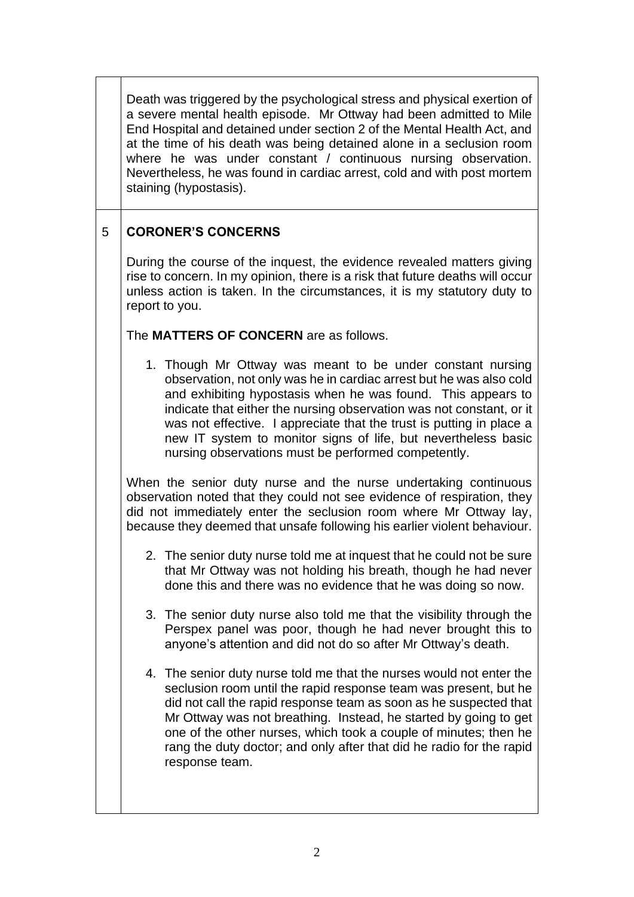Death was triggered by the psychological stress and physical exertion of a severe mental health episode. Mr Ottway had been admitted to Mile End Hospital and detained under section 2 of the Mental Health Act, and at the time of his death was being detained alone in a seclusion room where he was under constant / continuous nursing observation. Nevertheless, he was found in cardiac arrest, cold and with post mortem staining (hypostasis).

## 5 CORONER'S CONCERNS

During the course of the inquest, the evidence revealed matters giving rise to concern. In my opinion, there is a risk that future deaths will occur unless action is taken. In the circumstances, it is my statutory duty to report to you.

The **MATTERS OF CONCERN** are as follows.

1. Though Mr Ottway was meant to be under constant nursing observation, not only was he in cardiac arrest but he was also cold and exhibiting hypostasis when he was found. This appears to indicate that either the nursing observation was not constant, or it was not effective. I appreciate that the trust is putting in place a new IT system to monitor signs of life, but nevertheless basic nursing observations must be performed competently.

When the senior duty nurse and the nurse undertaking continuous observation noted that they could not see evidence of respiration, they did not immediately enter the seclusion room where Mr Ottway lay, because they deemed that unsafe following his earlier violent behaviour.

2. The senior duty nurse told me at inquest that he could not be sure that Mr Ottway was not holding his breath, though he had never done this and there was no evidence that he was doing so now.

3. The senior duty nurse also told me that the visibility through the Perspex panel was poor, though he had never brought this to anyone's attention and did not do so after Mr Ottway's death.

4. The senior duty nurse told me that the nurses would not enter the seclusion room until the rapid response team was present, but he did not call the rapid response team as soon as he suspected that Mr Ottway was not breathing. Instead, he started by going to get one of the other nurses, which took a couple of minutes; then he rang the duty doctor; and only after that did he radio for the rapid response team.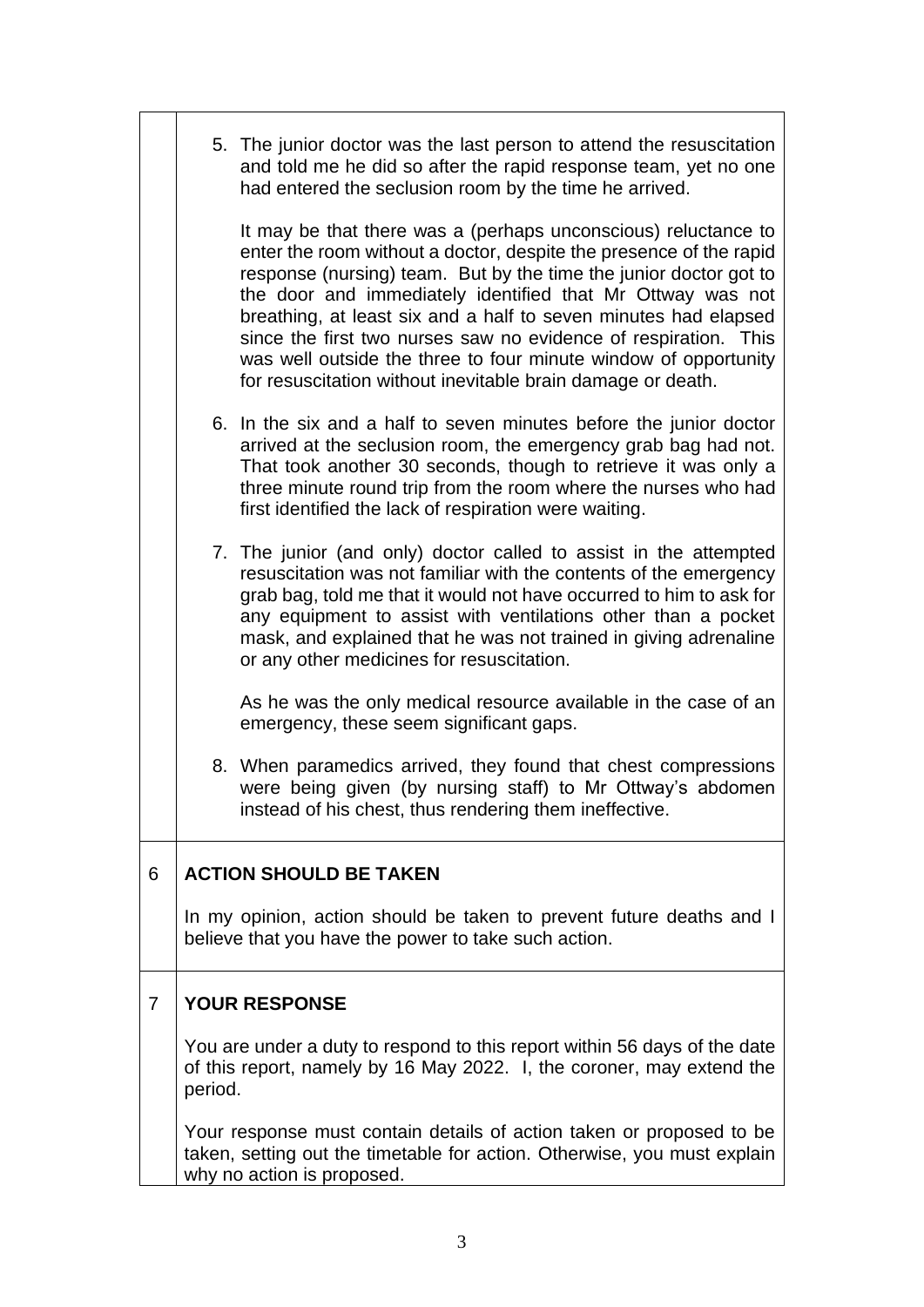5. The junior doctor was the last person to attend the resuscitation and told me he did so after the rapid response team, yet no one had entered the seclusion room by the time he arrived.

   It may be that there was a (perhaps unconscious) reluctance to enter the room without a doctor, despite the presence of the rapid response (nursing) team. But by the time the junior doctor got to the door and immediately identified that Mr Ottway was not breathing, at least six and a half to seven minutes had elapsed since the first two nurses saw no evidence of respiration. This was well outside the three to four minute window of opportunity for resuscitation without inevitable brain damage or death.

6. In the six and a half to seven minutes before the junior doctor arrived at the seclusion room, the emergency grab bag had not. That took another 30 seconds, though to retrieve it was only a three minute round trip from the room where the nurses who had first identified the lack of respiration were waiting.

7. The junior (and only) doctor called to assist in the attempted resuscitation was not familiar with the contents of the emergency grab bag, told me that it would not have occurred to him to ask for any equipment to assist with ventilations other than a pocket mask, and explained that he was not trained in giving adrenaline or any other medicines for resuscitation.

   As he was the only medical resource available in the case of an emergency, these seem significant gaps.

8. When paramedics arrived, they found that chest compressions were being given (by nursing staff) to Mr Ottway's abdomen instead of his chest, thus rendering them ineffective.

## 6 ACTION SHOULD BE TAKEN

In my opinion, action should be taken to prevent future deaths and I believe that you have the power to take such action.

## 7 YOUR RESPONSE

You are under a duty to respond to this report within 56 days of the date of this report, namely by 16 May 2022. I, the coroner, may extend the period.

Your response must contain details of action taken or proposed to be taken, setting out the timetable for action. Otherwise, you must explain why no action is proposed.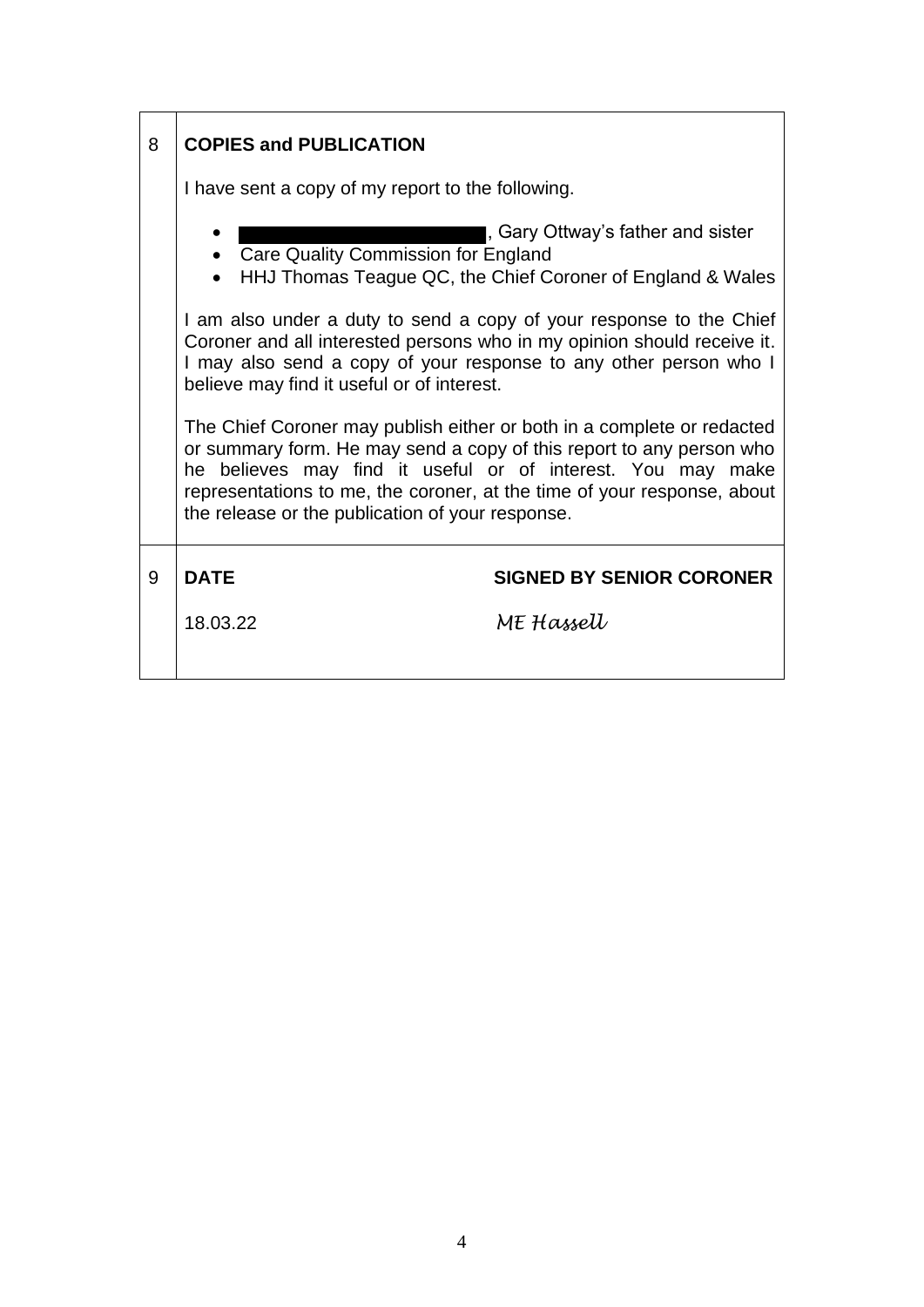| | | |
|---|---|---|
| 8 | **COPIES and PUBLICATION**<br><br>I have sent a copy of my report to the following.<br><br>• [REDACTED], Gary Ottway's father and sister<br>• Care Quality Commission for England<br>• HHJ Thomas Teague QC, the Chief Coroner of England & Wales<br><br>I am also under a duty to send a copy of your response to the Chief Coroner and all interested persons who in my opinion should receive it. I may also send a copy of your response to any other person who I believe may find it useful or of interest.<br><br>The Chief Coroner may publish either or both in a complete or redacted or summary form. He may send a copy of this report to any person who he believes may find it useful or of interest. You may make representations to me, the coroner, at the time of your response, about the release or the publication of your response. | |
| 9 | **DATE**<br><br>18.03.22 | **SIGNED BY SENIOR CORONER**<br><br>*ME Hassell* |